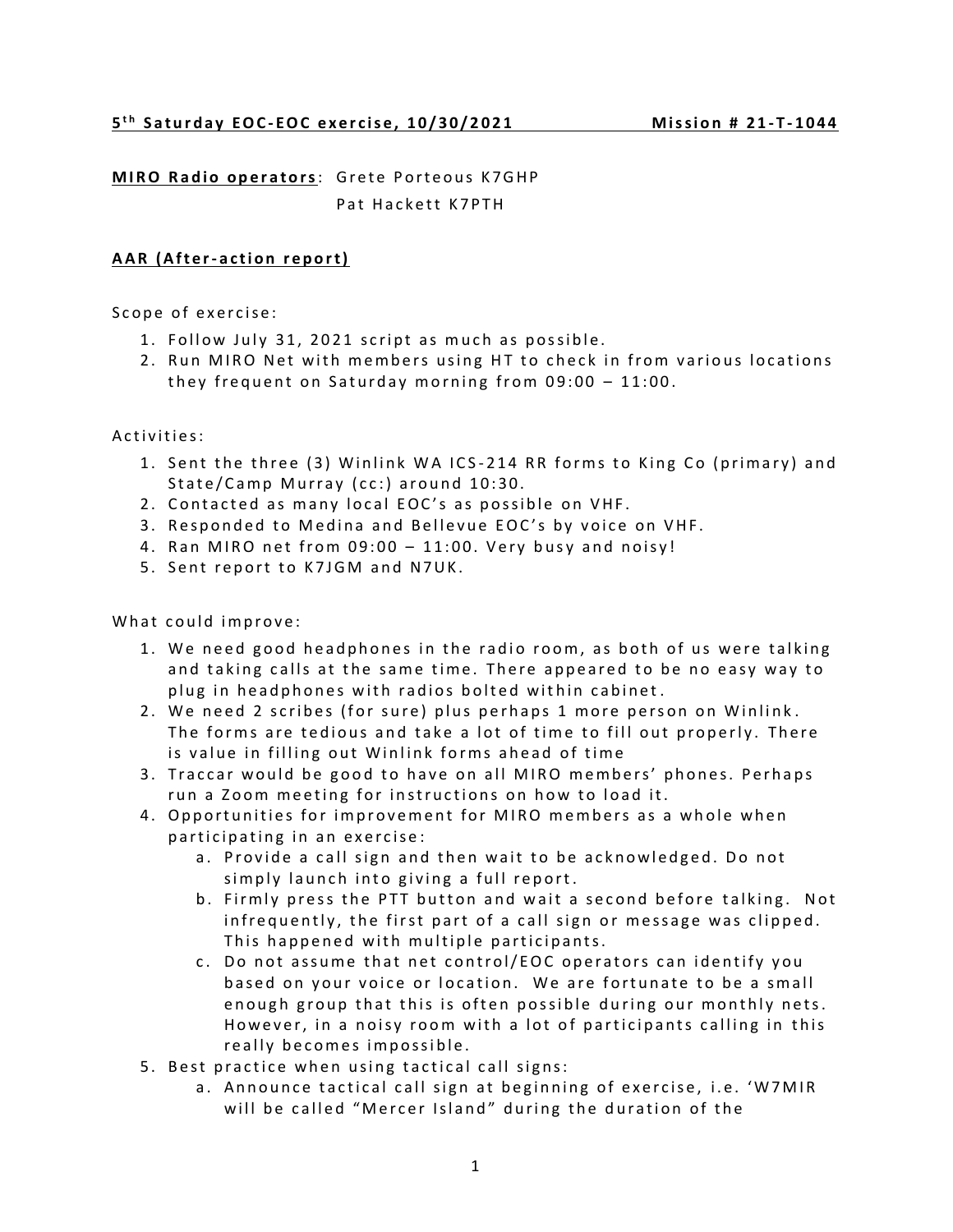**5th Saturday EOC-EOC exercise, 10/30/2021 Mission # 21-T-1044**

**MIRO Radio operators**: Grete Porteous K7GHP
Pat Hackett K7PTH

**AAR (After-action report)**

Scope of exercise:

1. Follow July 31, 2021 script as much as possible.
2. Run MIRO Net with members using HT to check in from various locations they frequent on Saturday morning from 09:00 – 11:00.

Activities:

1. Sent the three (3) Winlink WA ICS-214 RR forms to King Co (primary) and State/Camp Murray (cc:) around 10:30.
2. Contacted as many local EOC's as possible on VHF.
3. Responded to Medina and Bellevue EOC's by voice on VHF.
4. Ran MIRO net from 09:00 – 11:00. Very busy and noisy!
5. Sent report to K7JGM and N7UK.

What could improve:

1. We need good headphones in the radio room, as both of us were talking and taking calls at the same time. There appeared to be no easy way to plug in headphones with radios bolted within cabinet.
2. We need 2 scribes (for sure) plus perhaps 1 more person on Winlink. The forms are tedious and take a lot of time to fill out properly. There is value in filling out Winlink forms ahead of time
3. Traccar would be good to have on all MIRO members' phones. Perhaps run a Zoom meeting for instructions on how to load it.
4. Opportunities for improvement for MIRO members as a whole when participating in an exercise:
   a. Provide a call sign and then wait to be acknowledged. Do not simply launch into giving a full report.
   b. Firmly press the PTT button and wait a second before talking. Not infrequently, the first part of a call sign or message was clipped. This happened with multiple participants.
   c. Do not assume that net control/EOC operators can identify you based on your voice or location. We are fortunate to be a small enough group that this is often possible during our monthly nets. However, in a noisy room with a lot of participants calling in this really becomes impossible.
5. Best practice when using tactical call signs:
   a. Announce tactical call sign at beginning of exercise, i.e. 'W7MIR will be called "Mercer Island" during the duration of the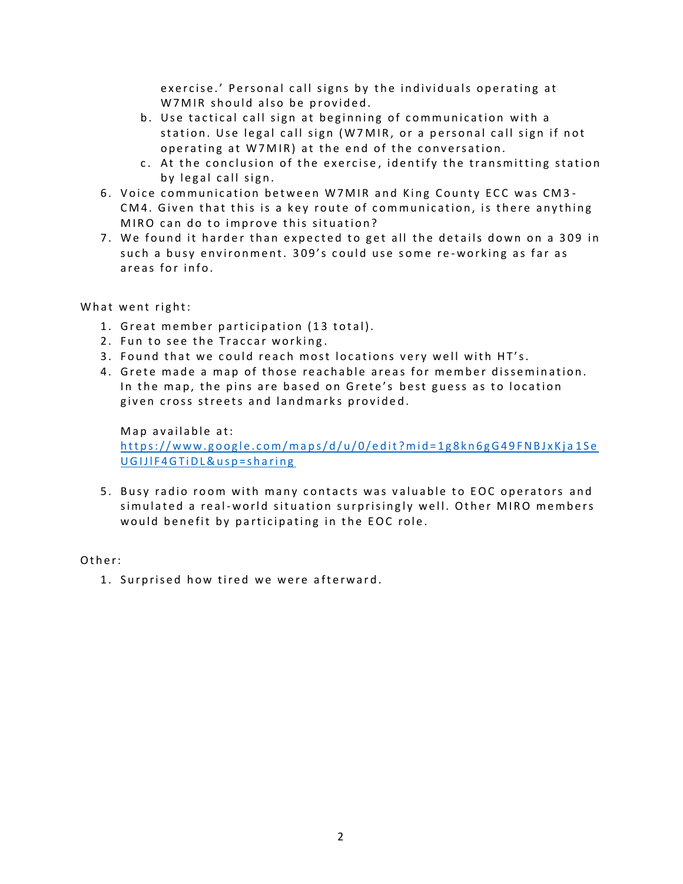exercise.' Personal call signs by the individuals operating at W7MIR should also be provided.

   b. Use tactical call sign at beginning of communication with a station. Use legal call sign (W7MIR, or a personal call sign if not operating at W7MIR) at the end of the conversation.
   c. At the conclusion of the exercise, identify the transmitting station by legal call sign.

6. Voice communication between W7MIR and King County ECC was CM3-CM4. Given that this is a key route of communication, is there anything MIRO can do to improve this situation?
7. We found it harder than expected to get all the details down on a 309 in such a busy environment. 309's could use some re-working as far as areas for info.

What went right:

1. Great member participation (13 total).
2. Fun to see the Traccar working.
3. Found that we could reach most locations very well with HT's.
4. Grete made a map of those reachable areas for member dissemination. In the map, the pins are based on Grete's best guess as to location given cross streets and landmarks provided.

   Map available at:
   [https://www.google.com/maps/d/u/0/edit?mid=1g8kn6gG49FNBJxKja1SeUGIJlF4GTiDL&usp=sharing](https://www.google.com/maps/d/u/0/edit?mid=1g8kn6gG49FNBJxKja1SeUGIJlF4GTiDL&usp=sharing)

5. Busy radio room with many contacts was valuable to EOC operators and simulated a real-world situation surprisingly well. Other MIRO members would benefit by participating in the EOC role.

Other:

1. Surprised how tired we were afterward.